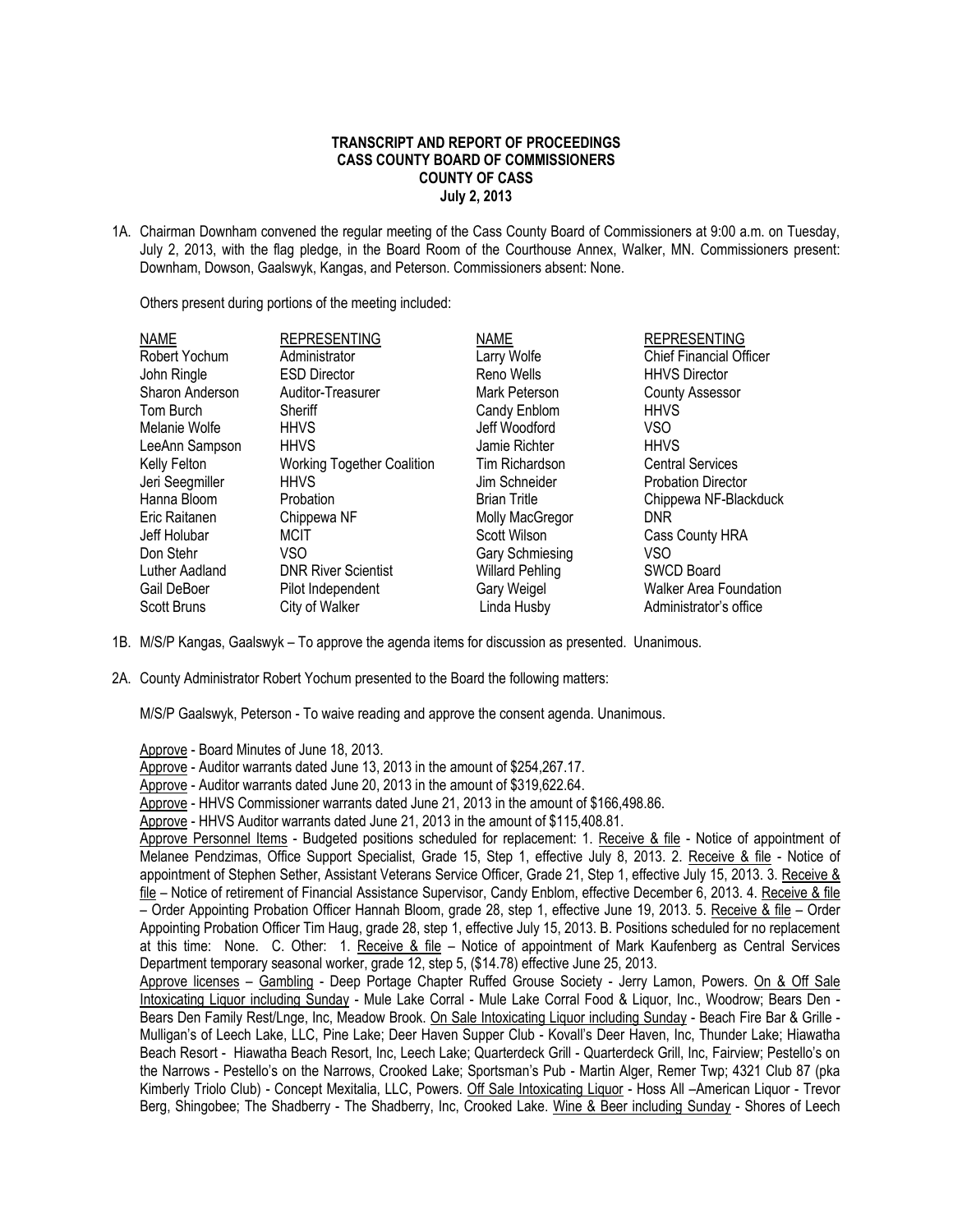**TRANSCRIPT AND REPORT OF PROCEEDINGS**
**CASS COUNTY BOARD OF COMMISSIONERS**
**COUNTY OF CASS**
**July 2, 2013**

1A. Chairman Downham convened the regular meeting of the Cass County Board of Commissioners at 9:00 a.m. on Tuesday, July 2, 2013, with the flag pledge, in the Board Room of the Courthouse Annex, Walker, MN. Commissioners present: Downham, Dowson, Gaalswyk, Kangas, and Peterson. Commissioners absent: None.

Others present during portions of the meeting included:

| NAME | REPRESENTING | NAME | REPRESENTING |
|---|---|---|---|
| Robert Yochum | Administrator | Larry Wolfe | Chief Financial Officer |
| John Ringle | ESD Director | Reno Wells | HHVS Director |
| Sharon Anderson | Auditor-Treasurer | Mark Peterson | County Assessor |
| Tom Burch | Sheriff | Candy Enblom | HHVS |
| Melanie Wolfe | HHVS | Jeff Woodford | VSO |
| LeeAnn Sampson | HHVS | Jamie Richter | HHVS |
| Kelly Felton | Working Together Coalition | Tim Richardson | Central Services |
| Jeri Seegmiller | HHVS | Jim Schneider | Probation Director |
| Hanna Bloom | Probation | Brian Tritle | Chippewa NF-Blackduck |
| Eric Raitanen | Chippewa NF | Molly MacGregor | DNR |
| Jeff Holubar | MCIT | Scott Wilson | Cass County HRA |
| Don Stehr | VSO | Gary Schmiesing | VSO |
| Luther Aadland | DNR River Scientist | Willard Pehling | SWCD Board |
| Gail DeBoer | Pilot Independent | Gary Weigel | Walker Area Foundation |
| Scott Bruns | City of Walker | Linda Husby | Administrator's office |

1B. M/S/P Kangas, Gaalswyk – To approve the agenda items for discussion as presented. Unanimous.

2A. County Administrator Robert Yochum presented to the Board the following matters:

M/S/P Gaalswyk, Peterson - To waive reading and approve the consent agenda. Unanimous.

Approve - Board Minutes of June 18, 2013.
Approve - Auditor warrants dated June 13, 2013 in the amount of $254,267.17.
Approve - Auditor warrants dated June 20, 2013 in the amount of $319,622.64.
Approve - HHVS Commissioner warrants dated June 21, 2013 in the amount of $166,498.86.
Approve - HHVS Auditor warrants dated June 21, 2013 in the amount of $115,408.81.
Approve Personnel Items - Budgeted positions scheduled for replacement: 1. Receive & file - Notice of appointment of Melanee Pendzimas, Office Support Specialist, Grade 15, Step 1, effective July 8, 2013. 2. Receive & file - Notice of appointment of Stephen Sether, Assistant Veterans Service Officer, Grade 21, Step 1, effective July 15, 2013. 3. Receive & file – Notice of retirement of Financial Assistance Supervisor, Candy Enblom, effective December 6, 2013. 4. Receive & file – Order Appointing Probation Officer Hannah Bloom, grade 28, step 1, effective June 19, 2013. 5. Receive & file – Order Appointing Probation Officer Tim Haug, grade 28, step 1, effective July 15, 2013. B. Positions scheduled for no replacement at this time: None. C. Other: 1. Receive & file – Notice of appointment of Mark Kaufenberg as Central Services Department temporary seasonal worker, grade 12, step 5, ($14.78) effective June 25, 2013.
Approve licenses – Gambling - Deep Portage Chapter Ruffed Grouse Society - Jerry Lamon, Powers. On & Off Sale Intoxicating Liquor including Sunday - Mule Lake Corral - Mule Lake Corral Food & Liquor, Inc., Woodrow; Bears Den - Bears Den Family Rest/Lnge, Inc, Meadow Brook. On Sale Intoxicating Liquor including Sunday - Beach Fire Bar & Grille - Mulligan's of Leech Lake, LLC, Pine Lake; Deer Haven Supper Club - Kovall's Deer Haven, Inc, Thunder Lake; Hiawatha Beach Resort - Hiawatha Beach Resort, Inc, Leech Lake; Quarterdeck Grill - Quarterdeck Grill, Inc, Fairview; Pestello's on the Narrows - Pestello's on the Narrows, Crooked Lake; Sportsman's Pub - Martin Alger, Remer Twp; 4321 Club 87 (pka Kimberly Triolo Club) - Concept Mexitalia, LLC, Powers. Off Sale Intoxicating Liquor - Hoss All –American Liquor - Trevor Berg, Shingobee; The Shadberry - The Shadberry, Inc, Crooked Lake. Wine & Beer including Sunday - Shores of Leech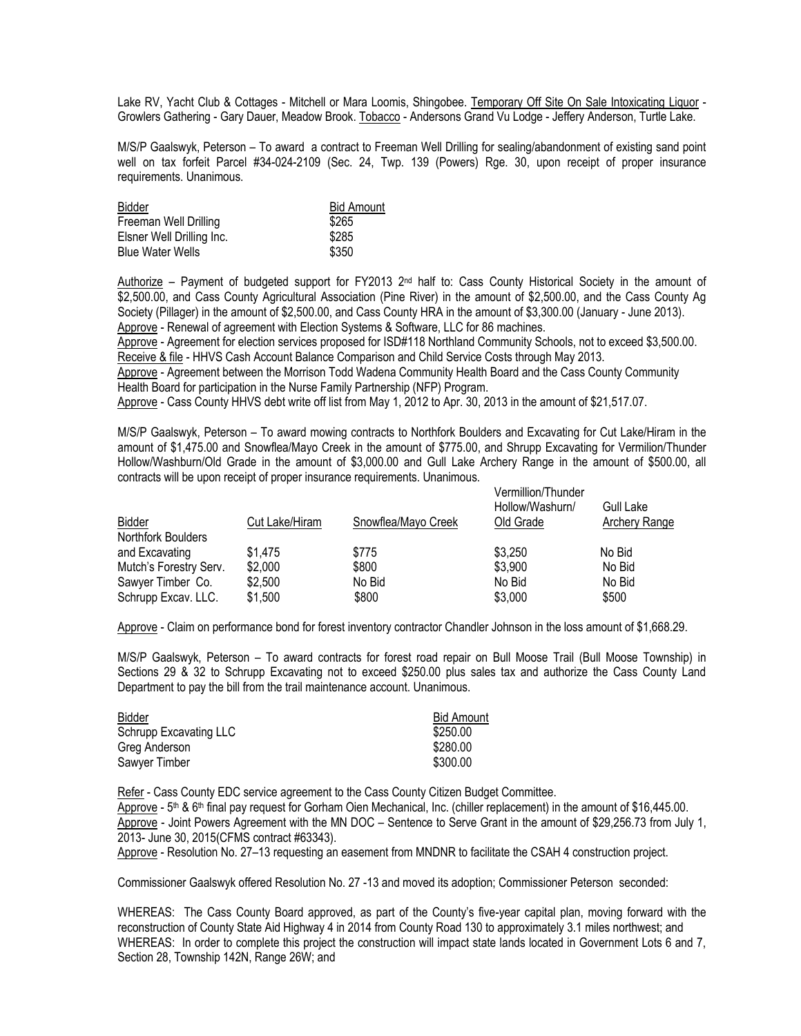Lake RV, Yacht Club & Cottages - Mitchell or Mara Loomis, Shingobee. Temporary Off Site On Sale Intoxicating Liquor - Growlers Gathering - Gary Dauer, Meadow Brook. Tobacco - Andersons Grand Vu Lodge - Jeffery Anderson, Turtle Lake.

M/S/P Gaalswyk, Peterson – To award a contract to Freeman Well Drilling for sealing/abandonment of existing sand point well on tax forfeit Parcel #34-024-2109 (Sec. 24, Twp. 139 (Powers) Rge. 30, upon receipt of proper insurance requirements. Unanimous.

| Bidder | Bid Amount |
|---|---|
| Freeman Well Drilling | $265 |
| Elsner Well Drilling Inc. | $285 |
| Blue Water Wells | $350 |

Authorize – Payment of budgeted support for FY2013 2nd half to: Cass County Historical Society in the amount of $2,500.00, and Cass County Agricultural Association (Pine River) in the amount of $2,500.00, and the Cass County Ag Society (Pillager) in the amount of $2,500.00, and Cass County HRA in the amount of $3,300.00 (January - June 2013).
Approve - Renewal of agreement with Election Systems & Software, LLC for 86 machines.
Approve - Agreement for election services proposed for ISD#118 Northland Community Schools, not to exceed $3,500.00.
Receive & file - HHVS Cash Account Balance Comparison and Child Service Costs through May 2013.
Approve - Agreement between the Morrison Todd Wadena Community Health Board and the Cass County Community Health Board for participation in the Nurse Family Partnership (NFP) Program.
Approve - Cass County HHVS debt write off list from May 1, 2012 to Apr. 30, 2013 in the amount of $21,517.07.

M/S/P Gaalswyk, Peterson – To award mowing contracts to Northfork Boulders and Excavating for Cut Lake/Hiram in the amount of $1,475.00 and Snowflea/Mayo Creek in the amount of $775.00, and Shrupp Excavating for Vermilion/Thunder Hollow/Washburn/Old Grade in the amount of $3,000.00 and Gull Lake Archery Range in the amount of $500.00, all contracts will be upon receipt of proper insurance requirements. Unanimous.

| Bidder | Cut Lake/Hiram | Snowflea/Mayo Creek | Vermillion/Thunder Hollow/Washurn/ Old Grade | Gull Lake Archery Range |
|---|---|---|---|---|
| Northfork Boulders and Excavating | $1,475 | $775 | $3,250 | No Bid |
| Mutch's Forestry Serv. | $2,000 | $800 | $3,900 | No Bid |
| Sawyer Timber Co. | $2,500 | No Bid | No Bid | No Bid |
| Schrupp Excav. LLC. | $1,500 | $800 | $3,000 | $500 |

Approve - Claim on performance bond for forest inventory contractor Chandler Johnson in the loss amount of $1,668.29.

M/S/P Gaalswyk, Peterson – To award contracts for forest road repair on Bull Moose Trail (Bull Moose Township) in Sections 29 & 32 to Schrupp Excavating not to exceed $250.00 plus sales tax and authorize the Cass County Land Department to pay the bill from the trail maintenance account. Unanimous.

| Bidder | Bid Amount |
|---|---|
| Schrupp Excavating LLC | $250.00 |
| Greg Anderson | $280.00 |
| Sawyer Timber | $300.00 |

Refer - Cass County EDC service agreement to the Cass County Citizen Budget Committee.
Approve - 5th & 6th final pay request for Gorham Oien Mechanical, Inc. (chiller replacement) in the amount of $16,445.00.
Approve - Joint Powers Agreement with the MN DOC – Sentence to Serve Grant in the amount of $29,256.73 from July 1, 2013- June 30, 2015(CFMS contract #63343).
Approve - Resolution No. 27–13 requesting an easement from MNDNR to facilitate the CSAH 4 construction project.

Commissioner Gaalswyk offered Resolution No. 27 -13 and moved its adoption; Commissioner Peterson seconded:

WHEREAS: The Cass County Board approved, as part of the County's five-year capital plan, moving forward with the reconstruction of County State Aid Highway 4 in 2014 from County Road 130 to approximately 3.1 miles northwest; and
WHEREAS: In order to complete this project the construction will impact state lands located in Government Lots 6 and 7, Section 28, Township 142N, Range 26W; and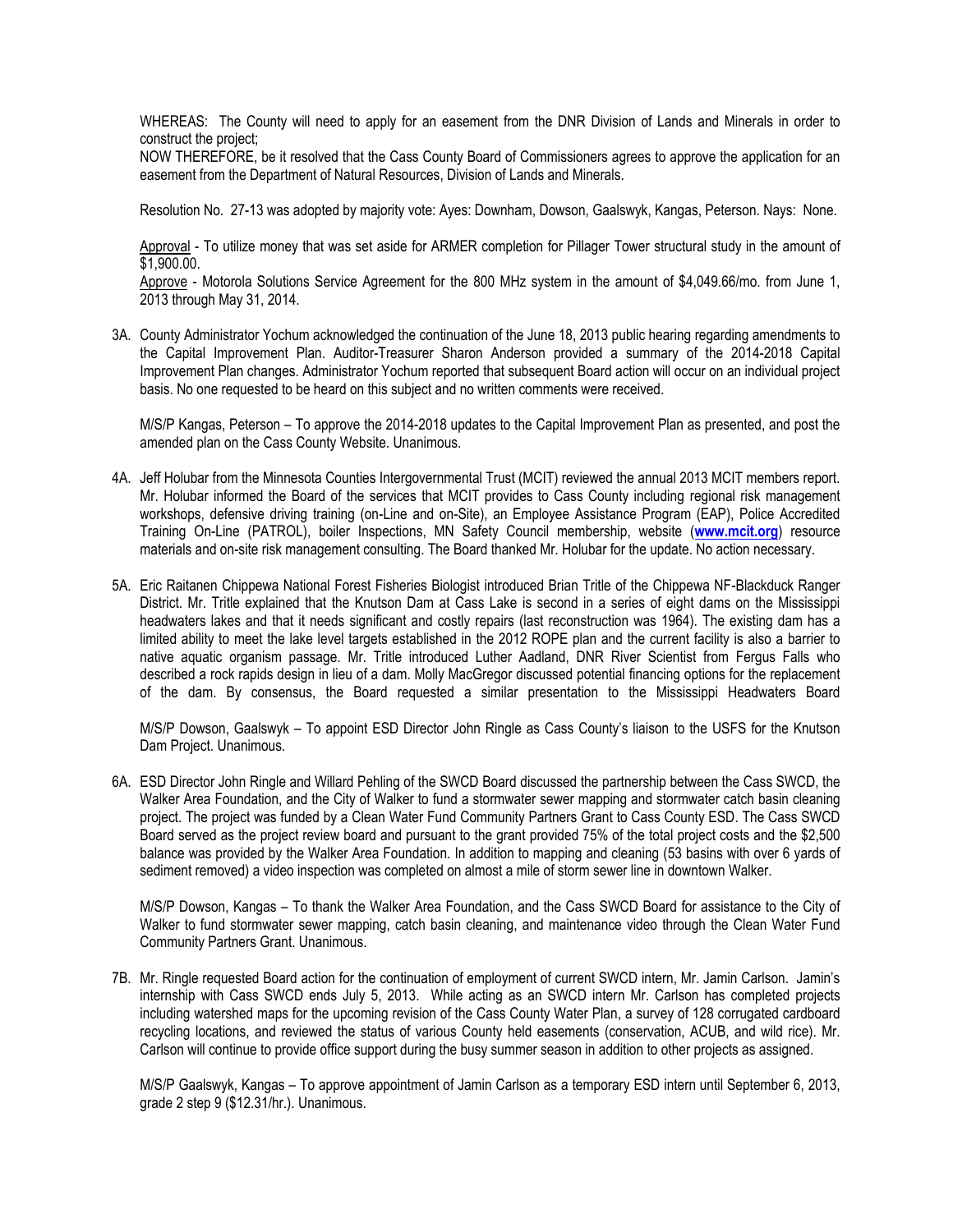WHEREAS: The County will need to apply for an easement from the DNR Division of Lands and Minerals in order to construct the project;

NOW THEREFORE, be it resolved that the Cass County Board of Commissioners agrees to approve the application for an easement from the Department of Natural Resources, Division of Lands and Minerals.

Resolution No. 27-13 was adopted by majority vote: Ayes: Downham, Dowson, Gaalswyk, Kangas, Peterson. Nays: None.

Approval - To utilize money that was set aside for ARMER completion for Pillager Tower structural study in the amount of $1,900.00.

Approve - Motorola Solutions Service Agreement for the 800 MHz system in the amount of $4,049.66/mo. from June 1, 2013 through May 31, 2014.

3A. County Administrator Yochum acknowledged the continuation of the June 18, 2013 public hearing regarding amendments to the Capital Improvement Plan. Auditor-Treasurer Sharon Anderson provided a summary of the 2014-2018 Capital Improvement Plan changes. Administrator Yochum reported that subsequent Board action will occur on an individual project basis. No one requested to be heard on this subject and no written comments were received.

M/S/P Kangas, Peterson – To approve the 2014-2018 updates to the Capital Improvement Plan as presented, and post the amended plan on the Cass County Website. Unanimous.

4A. Jeff Holubar from the Minnesota Counties Intergovernmental Trust (MCIT) reviewed the annual 2013 MCIT members report. Mr. Holubar informed the Board of the services that MCIT provides to Cass County including regional risk management workshops, defensive driving training (on-Line and on-Site), an Employee Assistance Program (EAP), Police Accredited Training On-Line (PATROL), boiler Inspections, MN Safety Council membership, website (**www.mcit.org**) resource materials and on-site risk management consulting. The Board thanked Mr. Holubar for the update. No action necessary.

5A. Eric Raitanen Chippewa National Forest Fisheries Biologist introduced Brian Tritle of the Chippewa NF-Blackduck Ranger District. Mr. Tritle explained that the Knutson Dam at Cass Lake is second in a series of eight dams on the Mississippi headwaters lakes and that it needs significant and costly repairs (last reconstruction was 1964). The existing dam has a limited ability to meet the lake level targets established in the 2012 ROPE plan and the current facility is also a barrier to native aquatic organism passage. Mr. Tritle introduced Luther Aadland, DNR River Scientist from Fergus Falls who described a rock rapids design in lieu of a dam. Molly MacGregor discussed potential financing options for the replacement of the dam. By consensus, the Board requested a similar presentation to the Mississippi Headwaters Board

M/S/P Dowson, Gaalswyk – To appoint ESD Director John Ringle as Cass County's liaison to the USFS for the Knutson Dam Project. Unanimous.

6A. ESD Director John Ringle and Willard Pehling of the SWCD Board discussed the partnership between the Cass SWCD, the Walker Area Foundation, and the City of Walker to fund a stormwater sewer mapping and stormwater catch basin cleaning project. The project was funded by a Clean Water Fund Community Partners Grant to Cass County ESD. The Cass SWCD Board served as the project review board and pursuant to the grant provided 75% of the total project costs and the $2,500 balance was provided by the Walker Area Foundation. In addition to mapping and cleaning (53 basins with over 6 yards of sediment removed) a video inspection was completed on almost a mile of storm sewer line in downtown Walker.

M/S/P Dowson, Kangas – To thank the Walker Area Foundation, and the Cass SWCD Board for assistance to the City of Walker to fund stormwater sewer mapping, catch basin cleaning, and maintenance video through the Clean Water Fund Community Partners Grant. Unanimous.

7B. Mr. Ringle requested Board action for the continuation of employment of current SWCD intern, Mr. Jamin Carlson. Jamin's internship with Cass SWCD ends July 5, 2013. While acting as an SWCD intern Mr. Carlson has completed projects including watershed maps for the upcoming revision of the Cass County Water Plan, a survey of 128 corrugated cardboard recycling locations, and reviewed the status of various County held easements (conservation, ACUB, and wild rice). Mr. Carlson will continue to provide office support during the busy summer season in addition to other projects as assigned.

M/S/P Gaalswyk, Kangas – To approve appointment of Jamin Carlson as a temporary ESD intern until September 6, 2013, grade 2 step 9 ($12.31/hr.). Unanimous.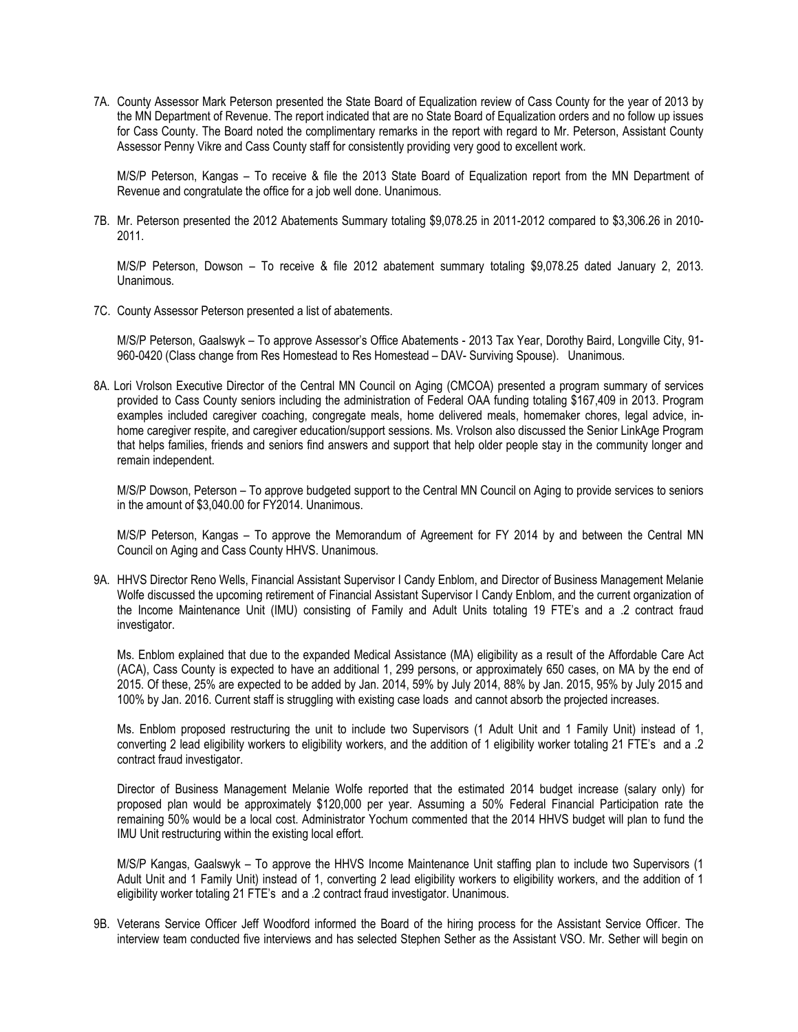7A. County Assessor Mark Peterson presented the State Board of Equalization review of Cass County for the year of 2013 by the MN Department of Revenue. The report indicated that are no State Board of Equalization orders and no follow up issues for Cass County. The Board noted the complimentary remarks in the report with regard to Mr. Peterson, Assistant County Assessor Penny Vikre and Cass County staff for consistently providing very good to excellent work.

M/S/P Peterson, Kangas – To receive & file the 2013 State Board of Equalization report from the MN Department of Revenue and congratulate the office for a job well done. Unanimous.

7B. Mr. Peterson presented the 2012 Abatements Summary totaling $9,078.25 in 2011-2012 compared to $3,306.26 in 2010-2011.

M/S/P Peterson, Dowson – To receive & file 2012 abatement summary totaling $9,078.25 dated January 2, 2013. Unanimous.

7C. County Assessor Peterson presented a list of abatements.

M/S/P Peterson, Gaalswyk – To approve Assessor's Office Abatements - 2013 Tax Year, Dorothy Baird, Longville City, 91-960-0420 (Class change from Res Homestead to Res Homestead – DAV- Surviving Spouse). Unanimous.

8A. Lori Vrolson Executive Director of the Central MN Council on Aging (CMCOA) presented a program summary of services provided to Cass County seniors including the administration of Federal OAA funding totaling $167,409 in 2013. Program examples included caregiver coaching, congregate meals, home delivered meals, homemaker chores, legal advice, in-home caregiver respite, and caregiver education/support sessions. Ms. Vrolson also discussed the Senior LinkAge Program that helps families, friends and seniors find answers and support that help older people stay in the community longer and remain independent.

M/S/P Dowson, Peterson – To approve budgeted support to the Central MN Council on Aging to provide services to seniors in the amount of $3,040.00 for FY2014. Unanimous.

M/S/P Peterson, Kangas – To approve the Memorandum of Agreement for FY 2014 by and between the Central MN Council on Aging and Cass County HHVS. Unanimous.

9A. HHVS Director Reno Wells, Financial Assistant Supervisor I Candy Enblom, and Director of Business Management Melanie Wolfe discussed the upcoming retirement of Financial Assistant Supervisor I Candy Enblom, and the current organization of the Income Maintenance Unit (IMU) consisting of Family and Adult Units totaling 19 FTE's and a .2 contract fraud investigator.

Ms. Enblom explained that due to the expanded Medical Assistance (MA) eligibility as a result of the Affordable Care Act (ACA), Cass County is expected to have an additional 1, 299 persons, or approximately 650 cases, on MA by the end of 2015. Of these, 25% are expected to be added by Jan. 2014, 59% by July 2014, 88% by Jan. 2015, 95% by July 2015 and 100% by Jan. 2016. Current staff is struggling with existing case loads and cannot absorb the projected increases.

Ms. Enblom proposed restructuring the unit to include two Supervisors (1 Adult Unit and 1 Family Unit) instead of 1, converting 2 lead eligibility workers to eligibility workers, and the addition of 1 eligibility worker totaling 21 FTE's and a .2 contract fraud investigator.

Director of Business Management Melanie Wolfe reported that the estimated 2014 budget increase (salary only) for proposed plan would be approximately $120,000 per year. Assuming a 50% Federal Financial Participation rate the remaining 50% would be a local cost. Administrator Yochum commented that the 2014 HHVS budget will plan to fund the IMU Unit restructuring within the existing local effort.

M/S/P Kangas, Gaalswyk – To approve the HHVS Income Maintenance Unit staffing plan to include two Supervisors (1 Adult Unit and 1 Family Unit) instead of 1, converting 2 lead eligibility workers to eligibility workers, and the addition of 1 eligibility worker totaling 21 FTE's and a .2 contract fraud investigator. Unanimous.

9B. Veterans Service Officer Jeff Woodford informed the Board of the hiring process for the Assistant Service Officer. The interview team conducted five interviews and has selected Stephen Sether as the Assistant VSO. Mr. Sether will begin on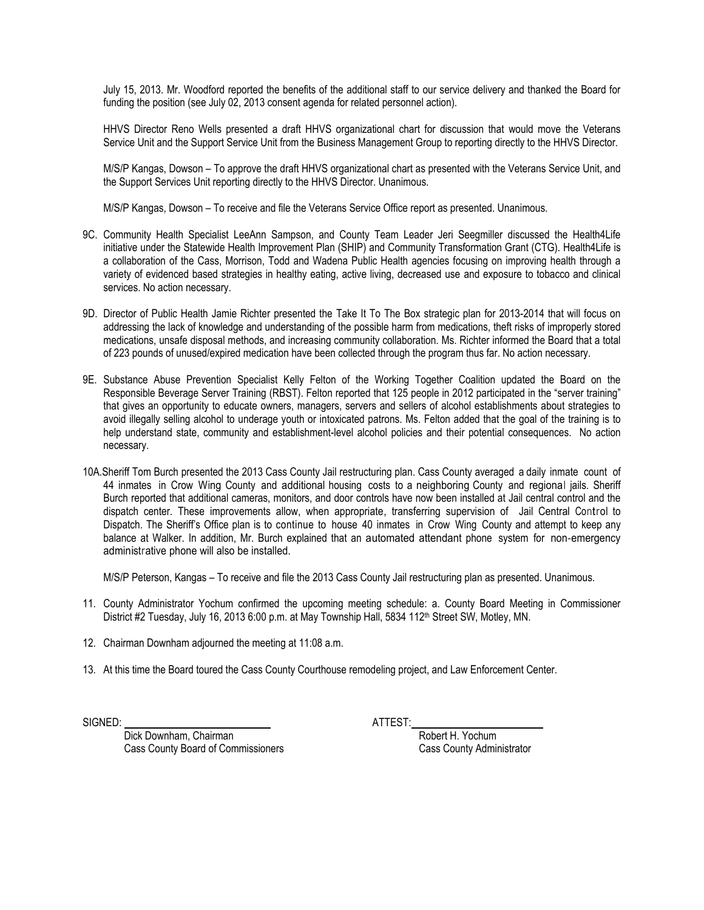July 15, 2013. Mr. Woodford reported the benefits of the additional staff to our service delivery and thanked the Board for funding the position (see July 02, 2013 consent agenda for related personnel action).

HHVS Director Reno Wells presented a draft HHVS organizational chart for discussion that would move the Veterans Service Unit and the Support Service Unit from the Business Management Group to reporting directly to the HHVS Director.

M/S/P Kangas, Dowson – To approve the draft HHVS organizational chart as presented with the Veterans Service Unit, and the Support Services Unit reporting directly to the HHVS Director. Unanimous.

M/S/P Kangas, Dowson – To receive and file the Veterans Service Office report as presented. Unanimous.

9C. Community Health Specialist LeeAnn Sampson, and County Team Leader Jeri Seegmiller discussed the Health4Life initiative under the Statewide Health Improvement Plan (SHIP) and Community Transformation Grant (CTG). Health4Life is a collaboration of the Cass, Morrison, Todd and Wadena Public Health agencies focusing on improving health through a variety of evidenced based strategies in healthy eating, active living, decreased use and exposure to tobacco and clinical services. No action necessary.

9D. Director of Public Health Jamie Richter presented the Take It To The Box strategic plan for 2013-2014 that will focus on addressing the lack of knowledge and understanding of the possible harm from medications, theft risks of improperly stored medications, unsafe disposal methods, and increasing community collaboration. Ms. Richter informed the Board that a total of 223 pounds of unused/expired medication have been collected through the program thus far. No action necessary.

9E. Substance Abuse Prevention Specialist Kelly Felton of the Working Together Coalition updated the Board on the Responsible Beverage Server Training (RBST). Felton reported that 125 people in 2012 participated in the "server training" that gives an opportunity to educate owners, managers, servers and sellers of alcohol establishments about strategies to avoid illegally selling alcohol to underage youth or intoxicated patrons. Ms. Felton added that the goal of the training is to help understand state, community and establishment-level alcohol policies and their potential consequences. No action necessary.

10A. Sheriff Tom Burch presented the 2013 Cass County Jail restructuring plan. Cass County averaged a daily inmate count of 44 inmates in Crow Wing County and additional housing costs to a neighboring County and regional jails. Sheriff Burch reported that additional cameras, monitors, and door controls have now been installed at Jail central control and the dispatch center. These improvements allow, when appropriate, transferring supervision of Jail Central Control to Dispatch. The Sheriff's Office plan is to continue to house 40 inmates in Crow Wing County and attempt to keep any balance at Walker. In addition, Mr. Burch explained that an automated attendant phone system for non-emergency administrative phone will also be installed.

M/S/P Peterson, Kangas – To receive and file the 2013 Cass County Jail restructuring plan as presented. Unanimous.

11. County Administrator Yochum confirmed the upcoming meeting schedule: a. County Board Meeting in Commissioner District #2 Tuesday, July 16, 2013 6:00 p.m. at May Township Hall, 5834 112th Street SW, Motley, MN.

12. Chairman Downham adjourned the meeting at 11:08 a.m.

13. At this time the Board toured the Cass County Courthouse remodeling project, and Law Enforcement Center.

SIGNED: ____________________________
Dick Downham, Chairman
Cass County Board of Commissioners

ATTEST: ____________________________
Robert H. Yochum
Cass County Administrator